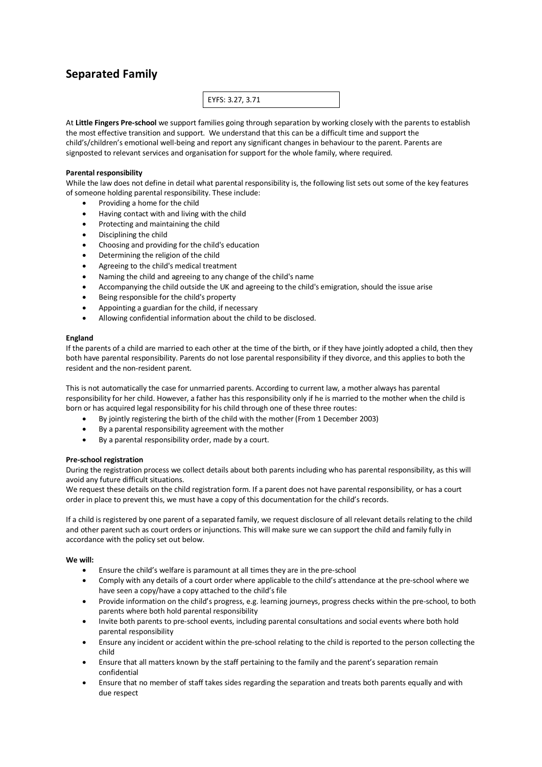# Separated Family

EYFS: 3.27, 3.71

At **Little Fingers Pre-school** we support families going through separation by working closely with the parents to establish the most effective transition and support. We understand that this can be a difficult time and support the child's/children's emotional well-being and report any significant changes in behaviour to the parent. Parents are signposted to relevant services and organisation for support for the whole family, where required.

**Parental responsibility**

While the law does not define in detail what parental responsibility is, the following list sets out some of the key features of someone holding parental responsibility. These include:

- Providing a home for the child
- Having contact with and living with the child
- Protecting and maintaining the child
- Disciplining the child
- Choosing and providing for the child's education
- Determining the religion of the child
- Agreeing to the child's medical treatment
- Naming the child and agreeing to any change of the child's name
- Accompanying the child outside the UK and agreeing to the child's emigration, should the issue arise
- Being responsible for the child's property
- Appointing a guardian for the child, if necessary
- Allowing confidential information about the child to be disclosed.

**England**

If the parents of a child are married to each other at the time of the birth, or if they have jointly adopted a child, then they both have parental responsibility. Parents do not lose parental responsibility if they divorce, and this applies to both the resident and the non-resident parent.

This is not automatically the case for unmarried parents. According to current law, a mother always has parental responsibility for her child. However, a father has this responsibility only if he is married to the mother when the child is born or has acquired legal responsibility for his child through one of these three routes:

- By jointly registering the birth of the child with the mother (From 1 December 2003)
- By a parental responsibility agreement with the mother
- By a parental responsibility order, made by a court.

**Pre-school registration**

During the registration process we collect details about both parents including who has parental responsibility, as this will avoid any future difficult situations.

We request these details on the child registration form. If a parent does not have parental responsibility, or has a court order in place to prevent this, we must have a copy of this documentation for the child's records.

If a child is registered by one parent of a separated family, we request disclosure of all relevant details relating to the child and other parent such as court orders or injunctions. This will make sure we can support the child and family fully in accordance with the policy set out below.

**We will:**

- Ensure the child's welfare is paramount at all times they are in the pre-school
- Comply with any details of a court order where applicable to the child's attendance at the pre-school where we have seen a copy/have a copy attached to the child's file
- Provide information on the child's progress, e.g. learning journeys, progress checks within the pre-school, to both parents where both hold parental responsibility
- Invite both parents to pre-school events, including parental consultations and social events where both hold parental responsibility
- Ensure any incident or accident within the pre-school relating to the child is reported to the person collecting the child
- Ensure that all matters known by the staff pertaining to the family and the parent's separation remain confidential
- Ensure that no member of staff takes sides regarding the separation and treats both parents equally and with due respect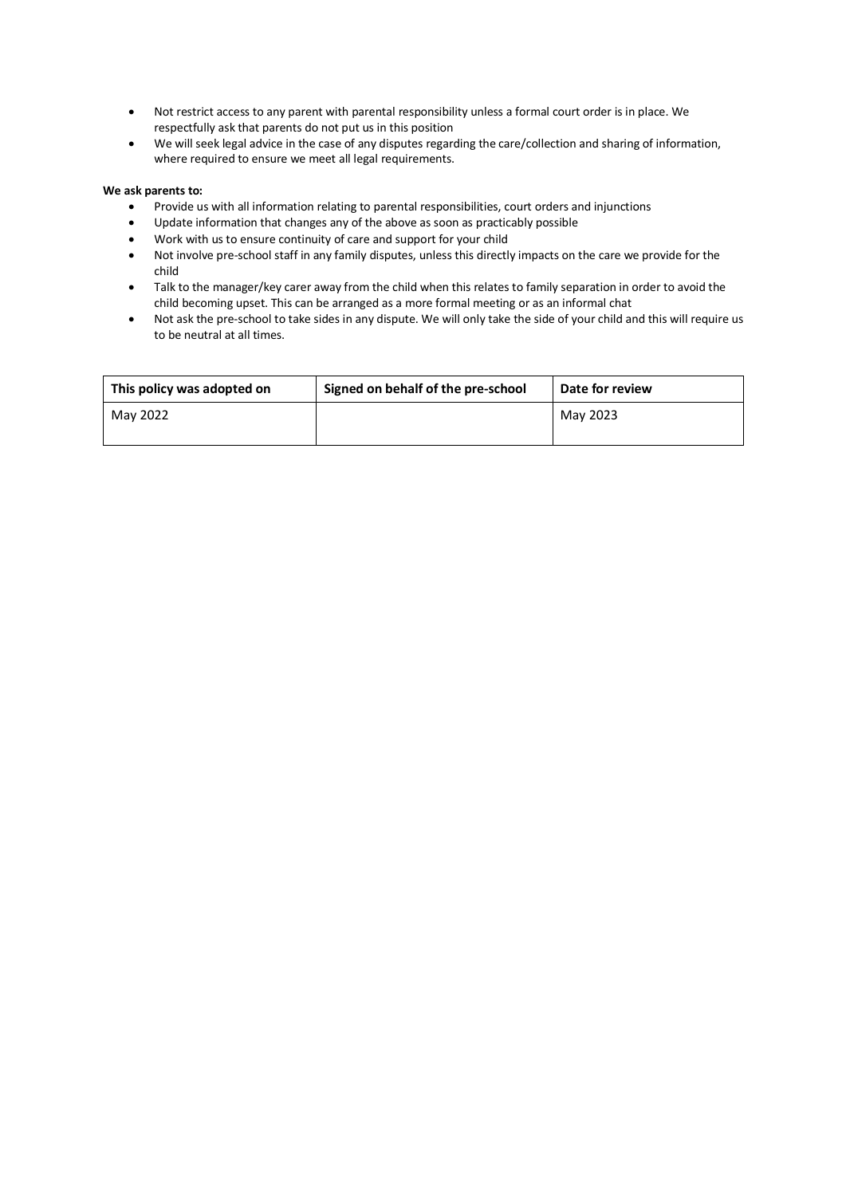- Not restrict access to any parent with parental responsibility unless a formal court order is in place. We respectfully ask that parents do not put us in this position
- We will seek legal advice in the case of any disputes regarding the care/collection and sharing of information, where required to ensure we meet all legal requirements.

**We ask parents to:**

- Provide us with all information relating to parental responsibilities, court orders and injunctions
- Update information that changes any of the above as soon as practicably possible
- Work with us to ensure continuity of care and support for your child
- Not involve pre-school staff in any family disputes, unless this directly impacts on the care we provide for the child
- Talk to the manager/key carer away from the child when this relates to family separation in order to avoid the child becoming upset. This can be arranged as a more formal meeting or as an informal chat
- Not ask the pre-school to take sides in any dispute. We will only take the side of your child and this will require us to be neutral at all times.

| This policy was adopted on | Signed on behalf of the pre-school | Date for review |
|---|---|---|
| May 2022 | | May 2023 |